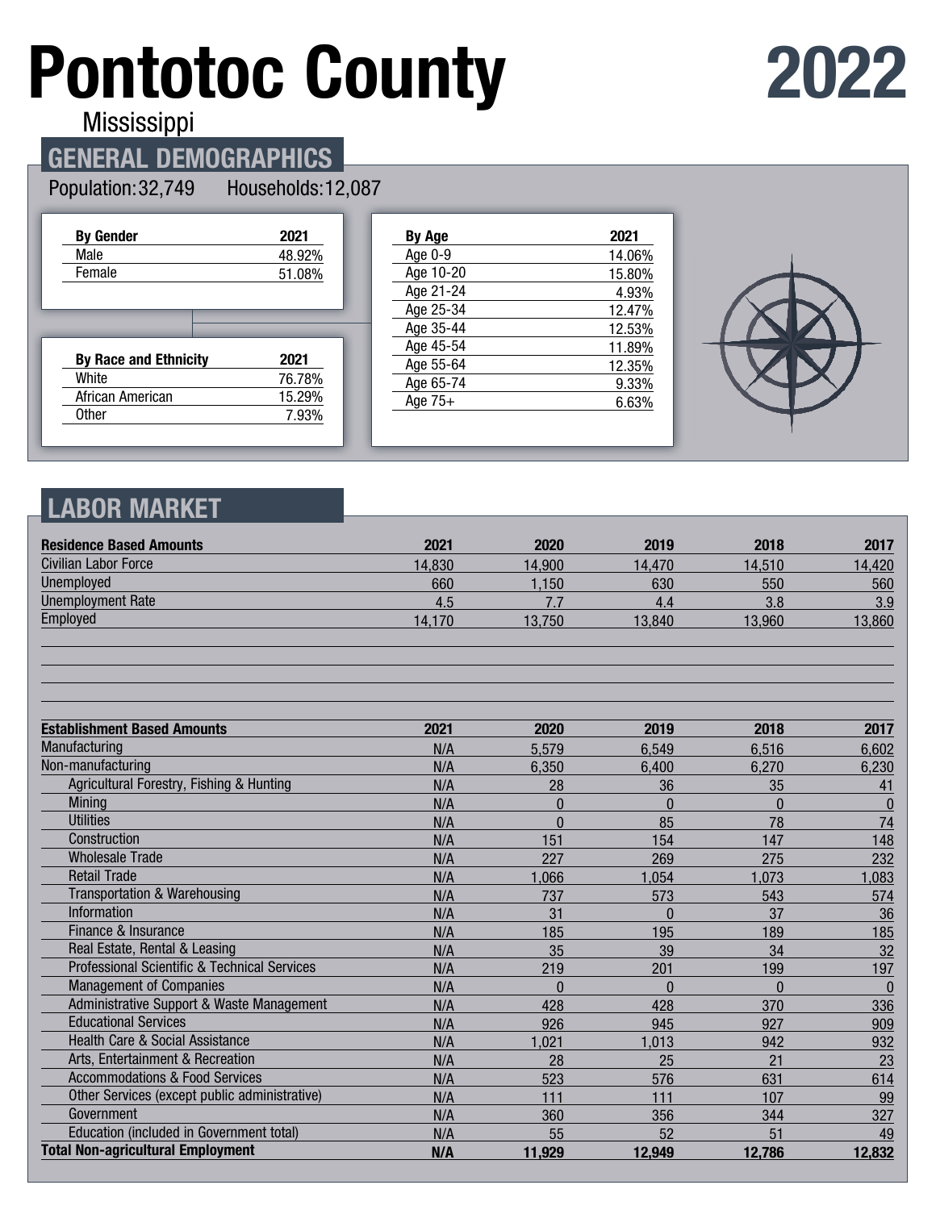# Pontotoc County

Mississippi

2022

## GENERAL DEMOGRAPHICS

Population: 32,749 Households: 12,087

| By Gender | 2021 |
|---|---|
| Male | 48.92% |
| Female | 51.08% |

| By Race and Ethnicity | 2021 |
|---|---|
| White | 76.78% |
| African American | 15.29% |
| Other | 7.93% |

| By Age | 2021 |
|---|---|
| Age 0-9 | 14.06% |
| Age 10-20 | 15.80% |
| Age 21-24 | 4.93% |
| Age 25-34 | 12.47% |
| Age 35-44 | 12.53% |
| Age 45-54 | 11.89% |
| Age 55-64 | 12.35% |
| Age 65-74 | 9.33% |
| Age 75+ | 6.63% |

## LABOR MARKET

| Residence Based Amounts | 2021 | 2020 | 2019 | 2018 | 2017 |
|---|---|---|---|---|---|
| Civilian Labor Force | 14,830 | 14,900 | 14,470 | 14,510 | 14,420 |
| Unemployed | 660 | 1,150 | 630 | 550 | 560 |
| Unemployment Rate | 4.5 | 7.7 | 4.4 | 3.8 | 3.9 |
| Employed | 14,170 | 13,750 | 13,840 | 13,960 | 13,860 |

| Establishment Based Amounts | 2021 | 2020 | 2019 | 2018 | 2017 |
|---|---|---|---|---|---|
| Manufacturing | N/A | 5,579 | 6,549 | 6,516 | 6,602 |
| Non-manufacturing | N/A | 6,350 | 6,400 | 6,270 | 6,230 |
| Agricultural Forestry, Fishing & Hunting | N/A | 28 | 36 | 35 | 41 |
| Mining | N/A | 0 | 0 | 0 | 0 |
| Utilities | N/A | 0 | 85 | 78 | 74 |
| Construction | N/A | 151 | 154 | 147 | 148 |
| Wholesale Trade | N/A | 227 | 269 | 275 | 232 |
| Retail Trade | N/A | 1,066 | 1,054 | 1,073 | 1,083 |
| Transportation & Warehousing | N/A | 737 | 573 | 543 | 574 |
| Information | N/A | 31 | 0 | 37 | 36 |
| Finance & Insurance | N/A | 185 | 195 | 189 | 185 |
| Real Estate, Rental & Leasing | N/A | 35 | 39 | 34 | 32 |
| Professional Scientific & Technical Services | N/A | 219 | 201 | 199 | 197 |
| Management of Companies | N/A | 0 | 0 | 0 | 0 |
| Administrative Support & Waste Management | N/A | 428 | 428 | 370 | 336 |
| Educational Services | N/A | 926 | 945 | 927 | 909 |
| Health Care & Social Assistance | N/A | 1,021 | 1,013 | 942 | 932 |
| Arts, Entertainment & Recreation | N/A | 28 | 25 | 21 | 23 |
| Accommodations & Food Services | N/A | 523 | 576 | 631 | 614 |
| Other Services (except public administrative) | N/A | 111 | 111 | 107 | 99 |
| Government | N/A | 360 | 356 | 344 | 327 |
| Education (included in Government total) | N/A | 55 | 52 | 51 | 49 |
| **Total Non-agricultural Employment** | **N/A** | **11,929** | **12,949** | **12,786** | **12,832** |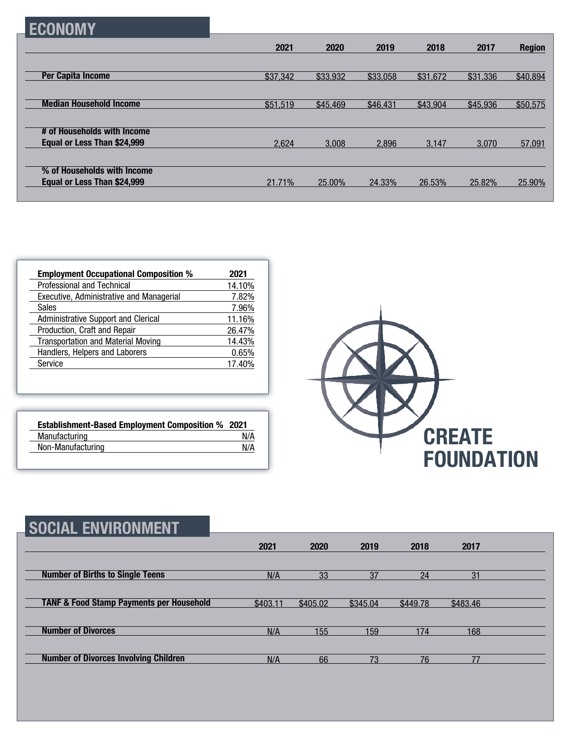## ECONOMY

| | 2021 | 2020 | 2019 | 2018 | 2017 | Region |
|---|---|---|---|---|---|---|
| **Per Capita Income** | $37,342 | $33,932 | $33,058 | $31,672 | $31,336 | $40,894 |
| **Median Household Income** | $51,519 | $45,469 | $46,431 | $43,904 | $45,936 | $50,575 |
| **# of Households with Income Equal or Less Than $24,999** | 2,624 | 3,008 | 2,896 | 3,147 | 3,070 | 57,091 |
| **% of Households with Income Equal or Less Than $24,999** | 21.71% | 25.00% | 24.33% | 26.53% | 25.82% | 25.90% |

| Employment Occupational Composition % | 2021 |
|---|---|
| Professional and Technical | 14.10% |
| Executive, Administrative and Managerial | 7.82% |
| Sales | 7.96% |
| Administrative Support and Clerical | 11.16% |
| Production, Craft and Repair | 26.47% |
| Transportation and Material Moving | 14.43% |
| Handlers, Helpers and Laborers | 0.65% |
| Service | 17.40% |

| Establishment-Based Employment Composition % | 2021 |
|---|---|
| Manufacturing | N/A |
| Non-Manufacturing | N/A |

CREATE FOUNDATION

## SOCIAL ENVIRONMENT

| | 2021 | 2020 | 2019 | 2018 | 2017 |
|---|---|---|---|---|---|
| **Number of Births to Single Teens** | N/A | 33 | 37 | 24 | 31 |
| **TANF & Food Stamp Payments per Household** | $403.11 | $405.02 | $345.04 | $449.78 | $483.46 |
| **Number of Divorces** | N/A | 155 | 159 | 174 | 168 |
| **Number of Divorces Involving Children** | N/A | 66 | 73 | 76 | 77 |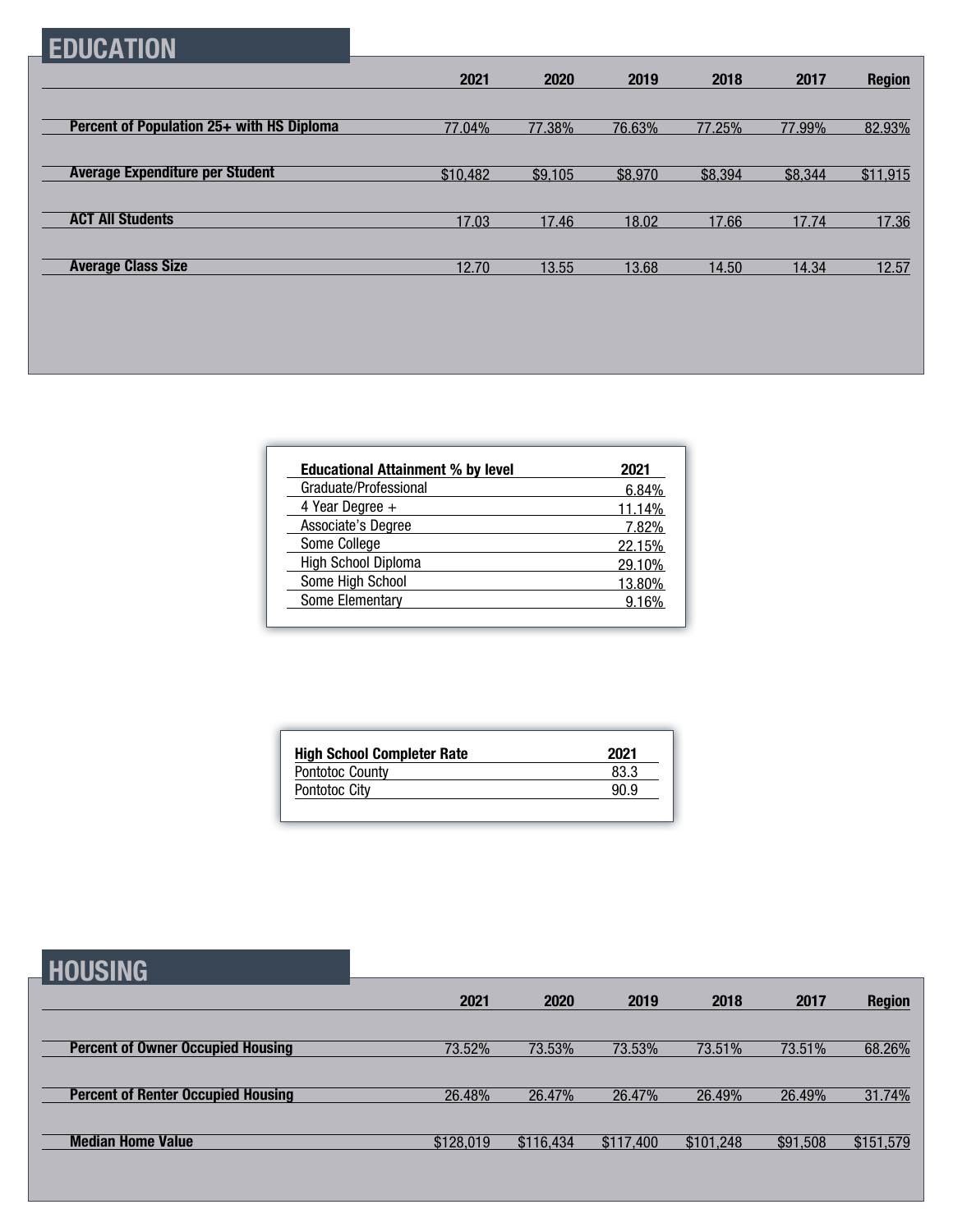## EDUCATION

| | 2021 | 2020 | 2019 | 2018 | 2017 | Region |
|---|---|---|---|---|---|---|
| **Percent of Population 25+ with HS Diploma** | 77.04% | 77.38% | 76.63% | 77.25% | 77.99% | 82.93% |
| **Average Expenditure per Student** | $10,482 | $9,105 | $8,970 | $8,394 | $8,344 | $11,915 |
| **ACT All Students** | 17.03 | 17.46 | 18.02 | 17.66 | 17.74 | 17.36 |
| **Average Class Size** | 12.70 | 13.55 | 13.68 | 14.50 | 14.34 | 12.57 |

| Educational Attainment % by level | 2021 |
|---|---|
| Graduate/Professional | 6.84% |
| 4 Year Degree + | 11.14% |
| Associate's Degree | 7.82% |
| Some College | 22.15% |
| High School Diploma | 29.10% |
| Some High School | 13.80% |
| Some Elementary | 9.16% |

| High School Completer Rate | 2021 |
|---|---|
| Pontotoc County | 83.3 |
| Pontotoc City | 90.9 |

## HOUSING

| | 2021 | 2020 | 2019 | 2018 | 2017 | Region |
|---|---|---|---|---|---|---|
| **Percent of Owner Occupied Housing** | 73.52% | 73.53% | 73.53% | 73.51% | 73.51% | 68.26% |
| **Percent of Renter Occupied Housing** | 26.48% | 26.47% | 26.47% | 26.49% | 26.49% | 31.74% |
| **Median Home Value** | $128,019 | $116,434 | $117,400 | $101,248 | $91,508 | $151,579 |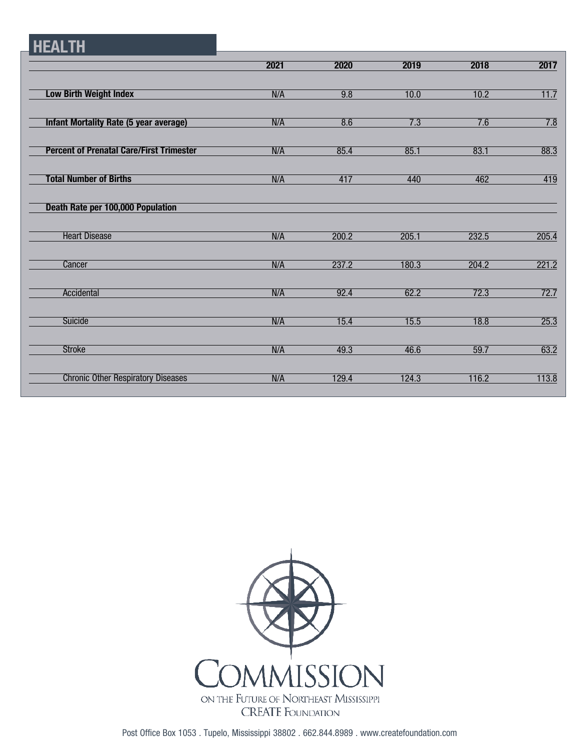## HEALTH

| | 2021 | 2020 | 2019 | 2018 | 2017 |
|---|---|---|---|---|---|
| **Low Birth Weight Index** | N/A | 9.8 | 10.0 | 10.2 | 11.7 |
| **Infant Mortality Rate (5 year average)** | N/A | 8.6 | 7.3 | 7.6 | 7.8 |
| **Percent of Prenatal Care/First Trimester** | N/A | 85.4 | 85.1 | 83.1 | 88.3 |
| **Total Number of Births** | N/A | 417 | 440 | 462 | 419 |
| **Death Rate per 100,000 Population** | | | | | |
| Heart Disease | N/A | 200.2 | 205.1 | 232.5 | 205.4 |
| Cancer | N/A | 237.2 | 180.3 | 204.2 | 221.2 |
| Accidental | N/A | 92.4 | 62.2 | 72.3 | 72.7 |
| Suicide | N/A | 15.4 | 15.5 | 18.8 | 25.3 |
| Stroke | N/A | 49.3 | 46.6 | 59.7 | 63.2 |
| Chronic Other Respiratory Diseases | N/A | 129.4 | 124.3 | 116.2 | 113.8 |

COMMISSION

ON THE FUTURE OF NORTHEAST MISSISSIPPI

CREATE FOUNDATION

Post Office Box 1053 . Tupelo, Mississippi 38802 . 662.844.8989 . www.createfoundation.com